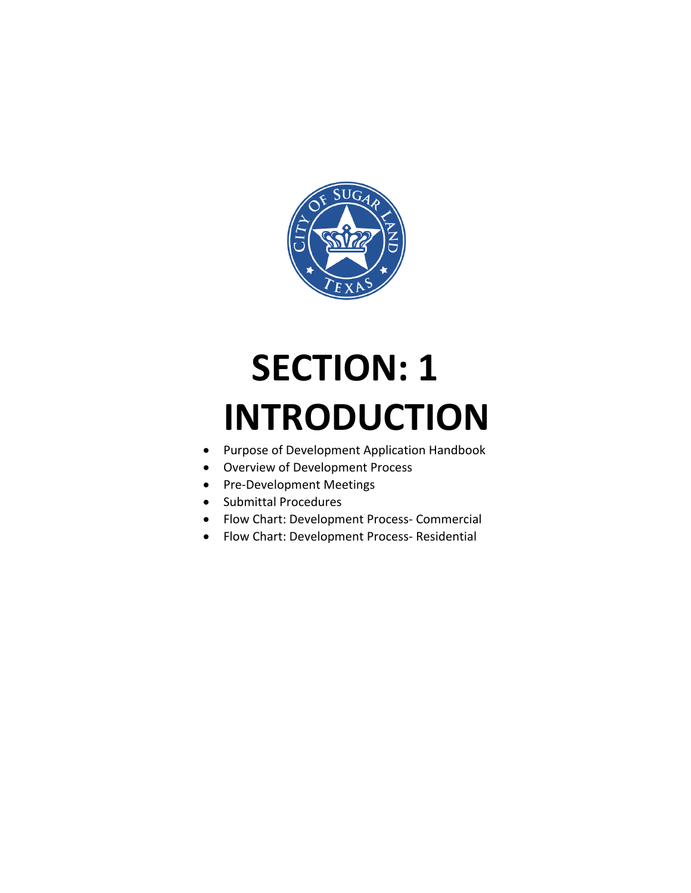# SECTION: 1
# INTRODUCTION

- Purpose of Development Application Handbook
- Overview of Development Process
- Pre-Development Meetings
- Submittal Procedures
- Flow Chart: Development Process- Commercial
- Flow Chart: Development Process- Residential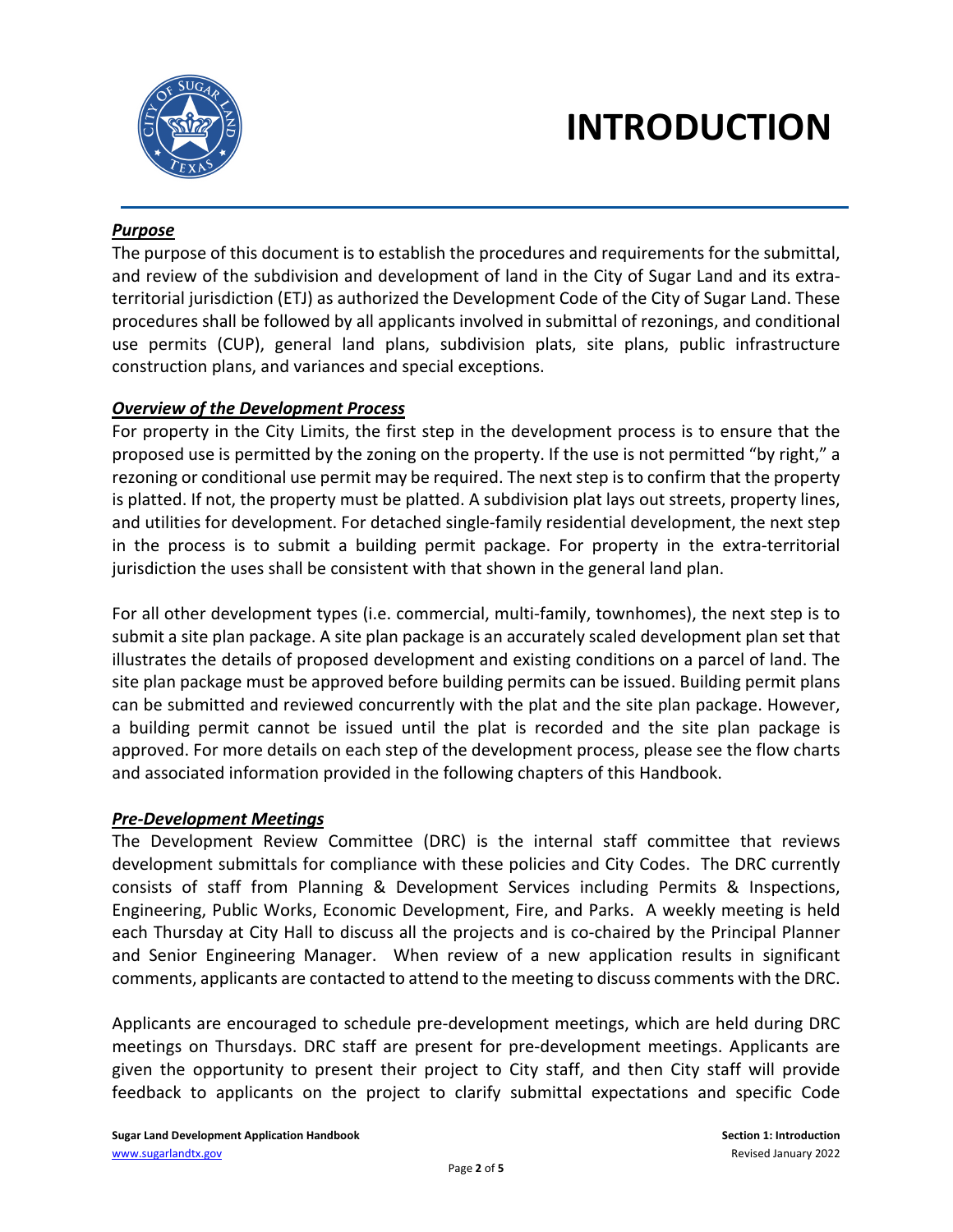# INTRODUCTION

***Purpose***

The purpose of this document is to establish the procedures and requirements for the submittal, and review of the subdivision and development of land in the City of Sugar Land and its extra-territorial jurisdiction (ETJ) as authorized the Development Code of the City of Sugar Land. These procedures shall be followed by all applicants involved in submittal of rezonings, and conditional use permits (CUP), general land plans, subdivision plats, site plans, public infrastructure construction plans, and variances and special exceptions.

***Overview of the Development Process***

For property in the City Limits, the first step in the development process is to ensure that the proposed use is permitted by the zoning on the property. If the use is not permitted "by right," a rezoning or conditional use permit may be required. The next step is to confirm that the property is platted. If not, the property must be platted. A subdivision plat lays out streets, property lines, and utilities for development. For detached single-family residential development, the next step in the process is to submit a building permit package. For property in the extra-territorial jurisdiction the uses shall be consistent with that shown in the general land plan.

For all other development types (i.e. commercial, multi-family, townhomes), the next step is to submit a site plan package. A site plan package is an accurately scaled development plan set that illustrates the details of proposed development and existing conditions on a parcel of land. The site plan package must be approved before building permits can be issued. Building permit plans can be submitted and reviewed concurrently with the plat and the site plan package. However, a building permit cannot be issued until the plat is recorded and the site plan package is approved. For more details on each step of the development process, please see the flow charts and associated information provided in the following chapters of this Handbook.

***Pre-Development Meetings***

The Development Review Committee (DRC) is the internal staff committee that reviews development submittals for compliance with these policies and City Codes. The DRC currently consists of staff from Planning & Development Services including Permits & Inspections, Engineering, Public Works, Economic Development, Fire, and Parks. A weekly meeting is held each Thursday at City Hall to discuss all the projects and is co-chaired by the Principal Planner and Senior Engineering Manager. When review of a new application results in significant comments, applicants are contacted to attend to the meeting to discuss comments with the DRC.

Applicants are encouraged to schedule pre-development meetings, which are held during DRC meetings on Thursdays. DRC staff are present for pre-development meetings. Applicants are given the opportunity to present their project to City staff, and then City staff will provide feedback to applicants on the project to clarify submittal expectations and specific Code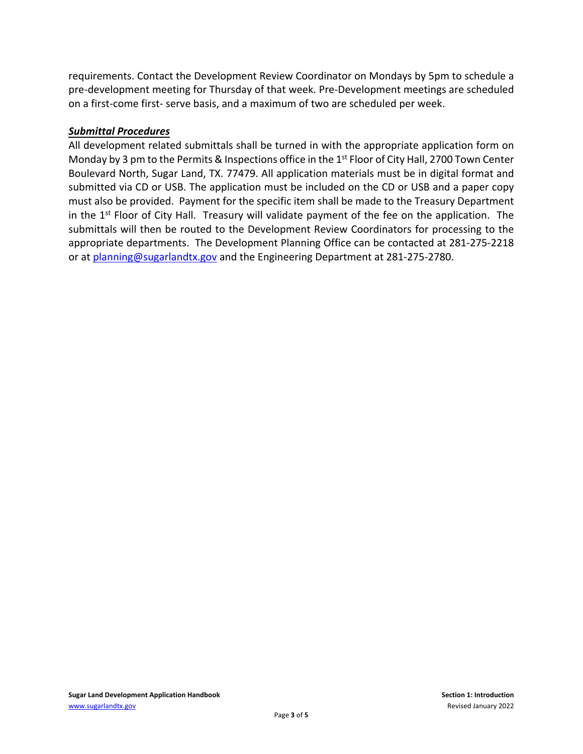requirements. Contact the Development Review Coordinator on Mondays by 5pm to schedule a pre-development meeting for Thursday of that week. Pre-Development meetings are scheduled on a first-come first- serve basis, and a maximum of two are scheduled per week.

***Submittal Procedures***

All development related submittals shall be turned in with the appropriate application form on Monday by 3 pm to the Permits & Inspections office in the 1st Floor of City Hall, 2700 Town Center Boulevard North, Sugar Land, TX. 77479. All application materials must be in digital format and submitted via CD or USB. The application must be included on the CD or USB and a paper copy must also be provided. Payment for the specific item shall be made to the Treasury Department in the 1st Floor of City Hall. Treasury will validate payment of the fee on the application. The submittals will then be routed to the Development Review Coordinators for processing to the appropriate departments. The Development Planning Office can be contacted at 281-275-2218 or at planning@sugarlandtx.gov and the Engineering Department at 281-275-2780.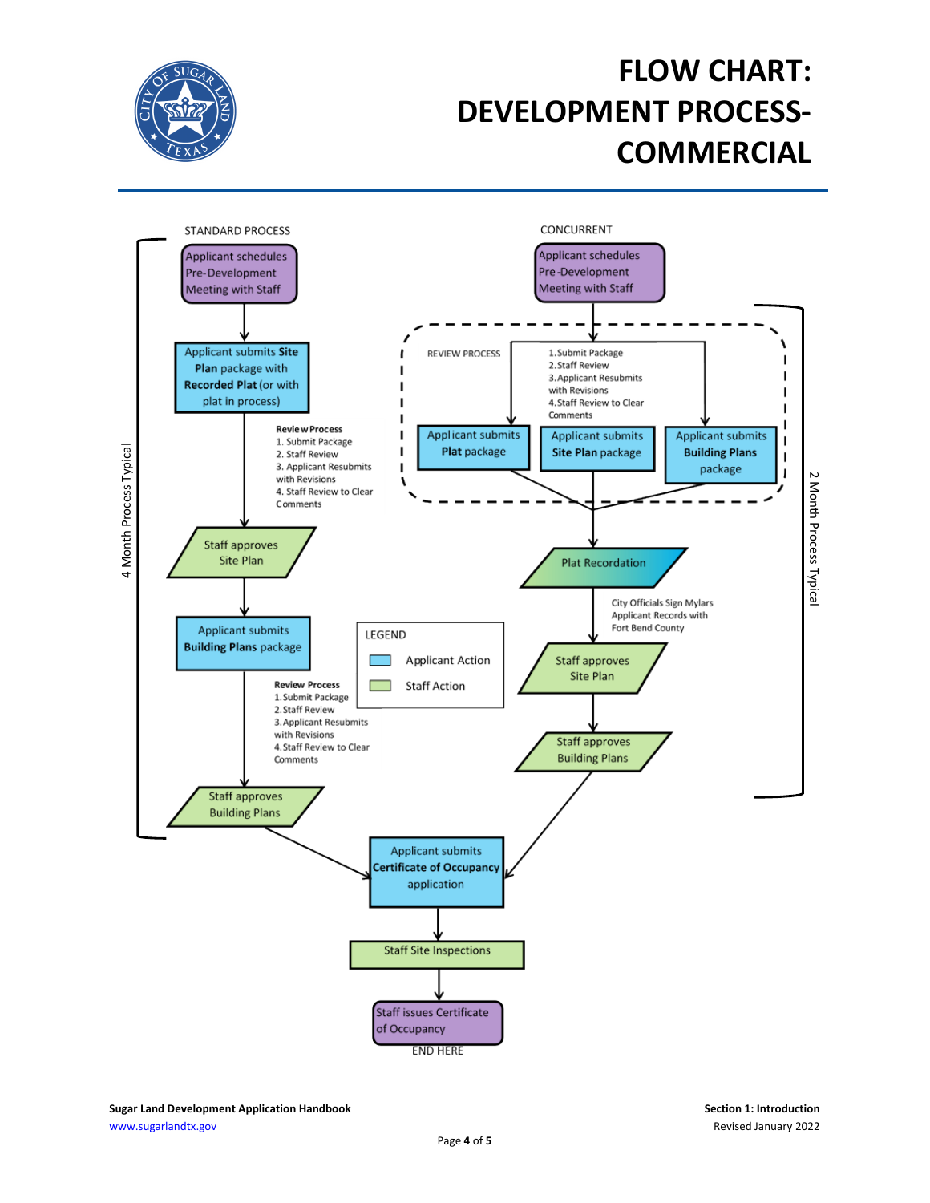# FLOW CHART: DEVELOPMENT PROCESS-COMMERCIAL

## STANDARD PROCESS

*4 Month Process Typical*

1. Applicant schedules Pre-Development Meeting with Staff
2. Applicant submits **Site Plan** package with **Recorded Plat** (or with plat in process)
   - **Review Process**
     1. Submit Package
     2. Staff Review
     3. Applicant Resubmits with Revisions
     4. Staff Review to Clear Comments
3. Staff approves Site Plan
4. Applicant submits **Building Plans** package
   - **Review Process**
     1. Submit Package
     2. Staff Review
     3. Applicant Resubmits with Revisions
     4. Staff Review to Clear Comments
5. Staff approves Building Plans

## CONCURRENT

*2 Month Process Typical*

1. Applicant schedules Pre-Development Meeting with Staff
2. REVIEW PROCESS
   1. Submit Package
   2. Staff Review
   3. Applicant Resubmits with Revisions
   4. Staff Review to Clear Comments
   - Applicant submits **Plat** package
   - Applicant submits **Site Plan** package
   - Applicant submits **Building Plans** package
3. Plat Recordation
   - City Officials Sign Mylars
   - Applicant Records with Fort Bend County
4. Staff approves Site Plan
5. Staff approves Building Plans

## Both Processes

1. Applicant submits **Certificate of Occupancy** application
2. Staff Site Inspections
3. Staff issues Certificate of Occupancy

END HERE

**LEGEND**

- Applicant Action (blue)
- Staff Action (green)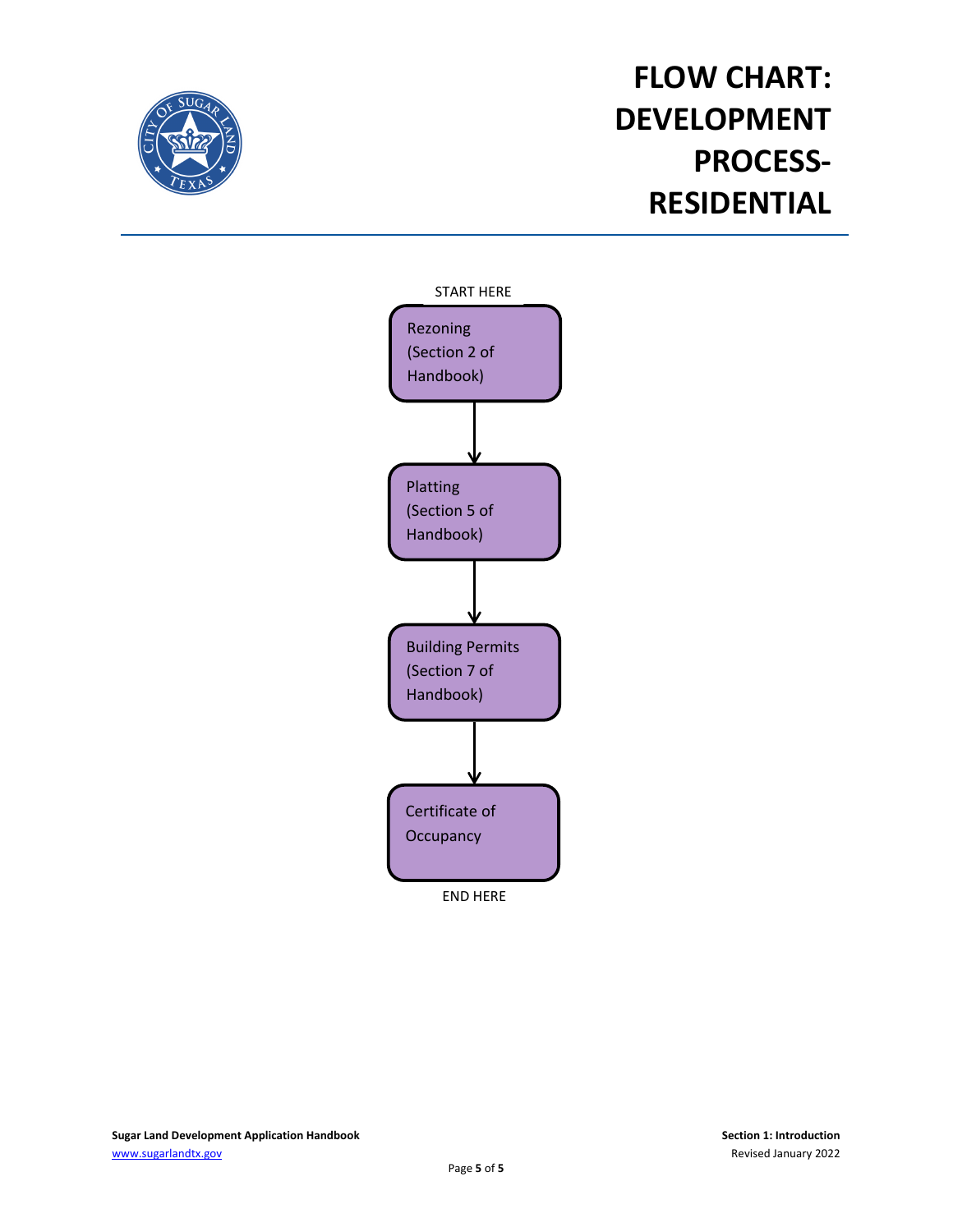# FLOW CHART: DEVELOPMENT PROCESS- RESIDENTIAL

START HERE

Rezoning (Section 2 of Handbook)

Platting (Section 5 of Handbook)

Building Permits (Section 7 of Handbook)

Certificate of Occupancy

END HERE